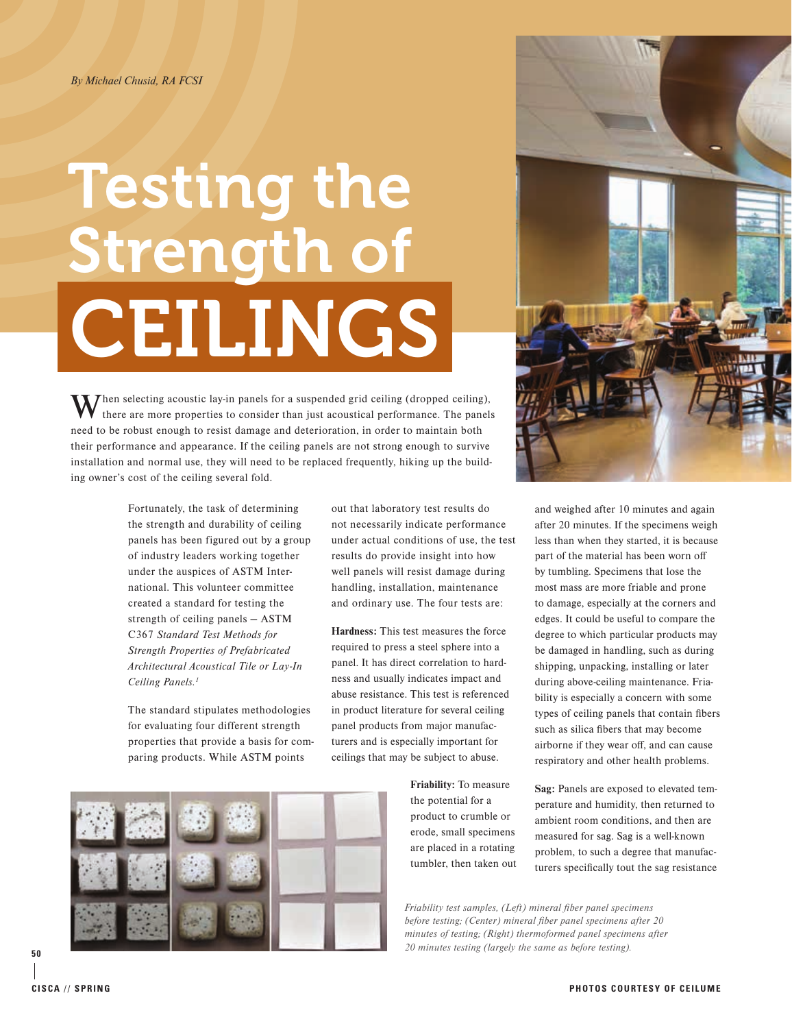By Michael Chusid, RA FCSI

# Testing the Strength of CEILINGS

When selecting acoustic lay-in panels for a suspended grid ceiling (dropped ceiling), there are more properties to consider than just acoustical performance. The panels need to be robust enough to resist damage and deterioration, in order to maintain both their performance and appearance. If the ceiling panels are not strong enough to survive installation and normal use, they will need to be replaced frequently, hiking up the building owner's cost of the ceiling several fold.

Fortunately, the task of determining the strength and durability of ceiling panels has been figured out by a group of industry leaders working together under the auspices of ASTM International. This volunteer committee created a standard for testing the strength of ceiling panels – ASTM C367 *Standard Test Methods for Strength Properties of Prefabricated Architectural Acoustical Tile or Lay-In Ceiling Panels.*[1]

The standard stipulates methodologies for evaluating four different strength properties that provide a basis for comparing products. While ASTM points out that laboratory test results do not necessarily indicate performance under actual conditions of use, the test results do provide insight into how well panels will resist damage during handling, installation, maintenance and ordinary use. The four tests are:

**Hardness:** This test measures the force required to press a steel sphere into a panel. It has direct correlation to hardness and usually indicates impact and abuse resistance. This test is referenced in product literature for several ceiling panel products from major manufacturers and is especially important for ceilings that may be subject to abuse.

**Friability:** To measure the potential for a product to crumble or erode, small specimens are placed in a rotating tumbler, then taken out and weighed after 10 minutes and again after 20 minutes. If the specimens weigh less than when they started, it is because part of the material has been worn off by tumbling. Specimens that lose the most mass are more friable and prone to damage, especially at the corners and edges. It could be useful to compare the degree to which particular products may be damaged in handling, such as during shipping, unpacking, installing or later during above-ceiling maintenance. Friability is especially a concern with some types of ceiling panels that contain fibers such as silica fibers that may become airborne if they wear off, and can cause respiratory and other health problems.

**Sag:** Panels are exposed to elevated temperature and humidity, then returned to ambient room conditions, and then are measured for sag. Sag is a well-known problem, to such a degree that manufacturers specifically tout the sag resistance

*Friability test samples, (Left) mineral fiber panel specimens before testing; (Center) mineral fiber panel specimens after 20 minutes of testing; (Right) thermoformed panel specimens after 20 minutes testing (largely the same as before testing).*

PHOTOS COURTESY OF CEILUME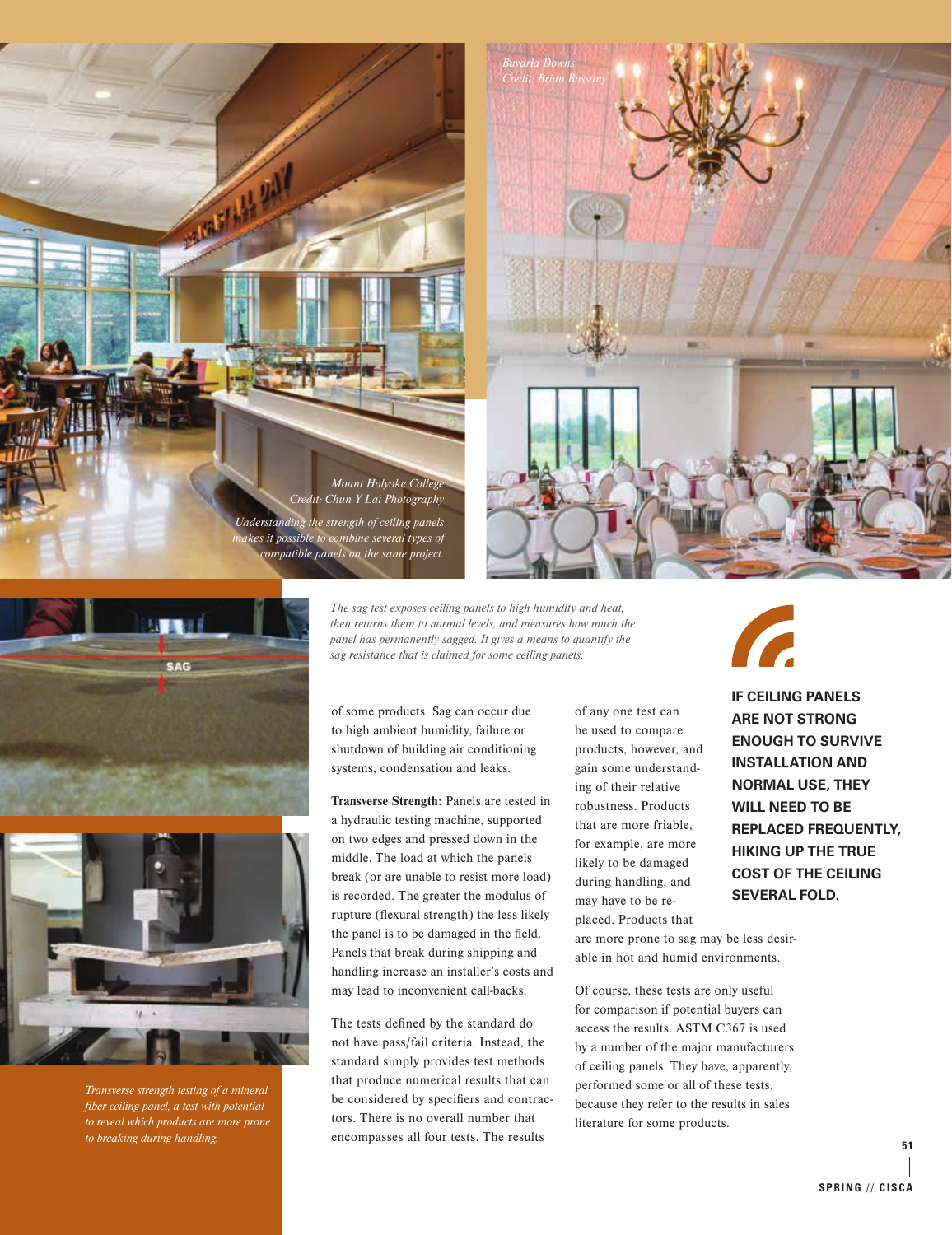*Mount Holyoke College*
*Credit: Chun Y Lai Photography*

*Understanding the strength of ceiling panels makes it possible to combine several types of compatible panels on the same project.*

*Bavaria Downs*
*Credit: Brian Bossany*

*The sag test exposes ceiling panels to high humidity and heat, then returns them to normal levels, and measures how much the panel has permanently sagged. It gives a means to quantify the sag resistance that is claimed for some ceiling panels.*

of some products. Sag can occur due to high ambient humidity, failure or shutdown of building air conditioning systems, condensation and leaks.

**Transverse Strength:** Panels are tested in a hydraulic testing machine, supported on two edges and pressed down in the middle. The load at which the panels break (or are unable to resist more load) is recorded. The greater the modulus of rupture (flexural strength) the less likely the panel is to be damaged in the field. Panels that break during shipping and handling increase an installer's costs and may lead to inconvenient call-backs.

The tests defined by the standard do not have pass/fail criteria. Instead, the standard simply provides test methods that produce numerical results that can be considered by specifiers and contractors. There is no overall number that encompasses all four tests. The results of any one test can be used to compare products, however, and gain some understanding of their relative robustness. Products that are more friable, for example, are more likely to be damaged during handling, and may have to be replaced. Products that are more prone to sag may be less desirable in hot and humid environments.

Of course, these tests are only useful for comparison if potential buyers can access the results. ASTM C367 is used by a number of the major manufacturers of ceiling panels. They have, apparently, performed some or all of these tests, because they refer to the results in sales literature for some products.

**IF CEILING PANELS ARE NOT STRONG ENOUGH TO SURVIVE INSTALLATION AND NORMAL USE, THEY WILL NEED TO BE REPLACED FREQUENTLY, HIKING UP THE TRUE COST OF THE CEILING SEVERAL FOLD.**

*Transverse strength testing of a mineral fiber ceiling panel, a test with potential to reveal which products are more prone to breaking during handling.*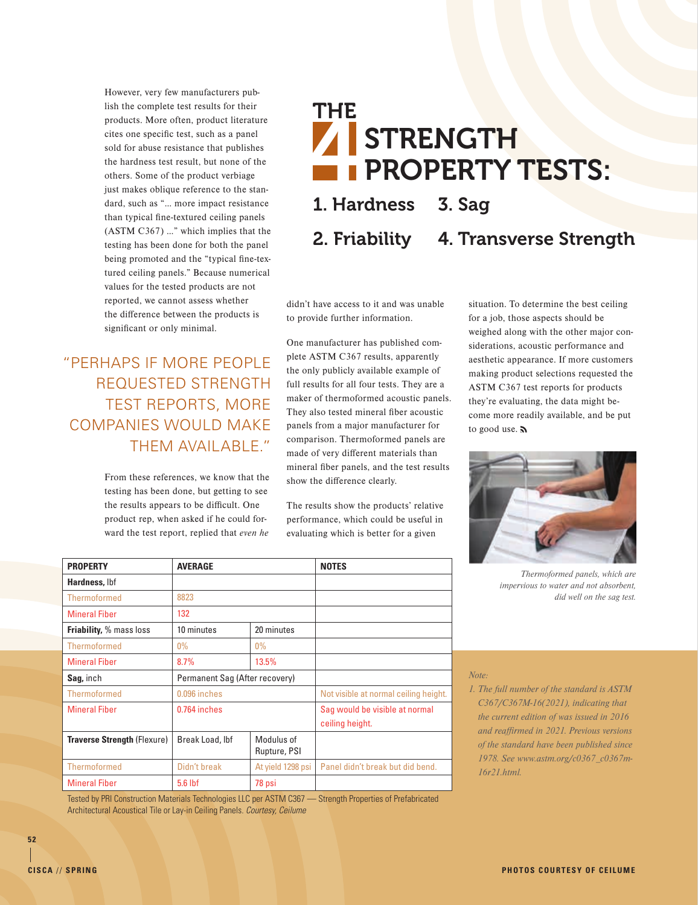However, very few manufacturers publish the complete test results for their products. More often, product literature cites one specific test, such as a panel sold for abuse resistance that publishes the hardness test result, but none of the others. Some of the product verbiage just makes oblique reference to the standard, such as "... more impact resistance than typical fine-textured ceiling panels (ASTM C367) ..." which implies that the testing has been done for both the panel being promoted and the "typical fine-textured ceiling panels." Because numerical values for the tested products are not reported, we cannot assess whether the difference between the products is significant or only minimal.

"PERHAPS IF MORE PEOPLE REQUESTED STRENGTH TEST REPORTS, MORE COMPANIES WOULD MAKE THEM AVAILABLE."

From these references, we know that the testing has been done, but getting to see the results appears to be difficult. One product rep, when asked if he could forward the test report, replied that *even he* didn't have access to it and was unable to provide further information.

# THE 4 STRENGTH PROPERTY TESTS:

1. Hardness
2. Friability
3. Sag
4. Transverse Strength

One manufacturer has published complete ASTM C367 results, apparently the only publicly available example of full results for all four tests. They are a maker of thermoformed acoustic panels. They also tested mineral fiber acoustic panels from a major manufacturer for comparison. Thermoformed panels are made of very different materials than mineral fiber panels, and the test results show the difference clearly.

The results show the products' relative performance, which could be useful in evaluating which is better for a given situation. To determine the best ceiling for a job, those aspects should be weighed along with the other major considerations, acoustic performance and aesthetic appearance. If more customers making product selections requested the ASTM C367 test reports for products they're evaluating, the data might become more readily available, and be put to good use.

*Thermoformed panels, which are impervious to water and not absorbent, did well on the sag test.*

| PROPERTY | AVERAGE | | NOTES |
|---|---|---|---|
| **Hardness,** lbf | | | |
| Thermoformed | 8823 | | |
| Mineral Fiber | 132 | | |
| **Friability,** % mass loss | 10 minutes | 20 minutes | |
| Thermoformed | 0% | 0% | |
| Mineral Fiber | 8.7% | 13.5% | |
| **Sag,** inch | Permanent Sag (After recovery) | | |
| Thermoformed | 0.096 inches | | Not visible at normal ceiling height. |
| Mineral Fiber | 0.764 inches | | Sag would be visible at normal ceiling height. |
| **Traverse Strength** (Flexure) | Break Load, lbf | Modulus of Rupture, PSI | |
| Thermoformed | Didn't break | At yield 1298 psi | Panel didn't break but did bend. |
| Mineral Fiber | 5.6 lbf | 78 psi | |

Tested by PRI Construction Materials Technologies LLC per ASTM C367 — Strength Properties of Prefabricated Architectural Acoustical Tile or Lay-in Ceiling Panels. *Courtesy, Ceilume*

*Note:*

*1. The full number of the standard is ASTM C367/C367M-16(2021), indicating that the current edition of was issued in 2016 and reaffirmed in 2021. Previous versions of the standard have been published since 1978. See www.astm.org/c0367_c0367m-16r21.html.*

PHOTOS COURTESY OF CEILUME